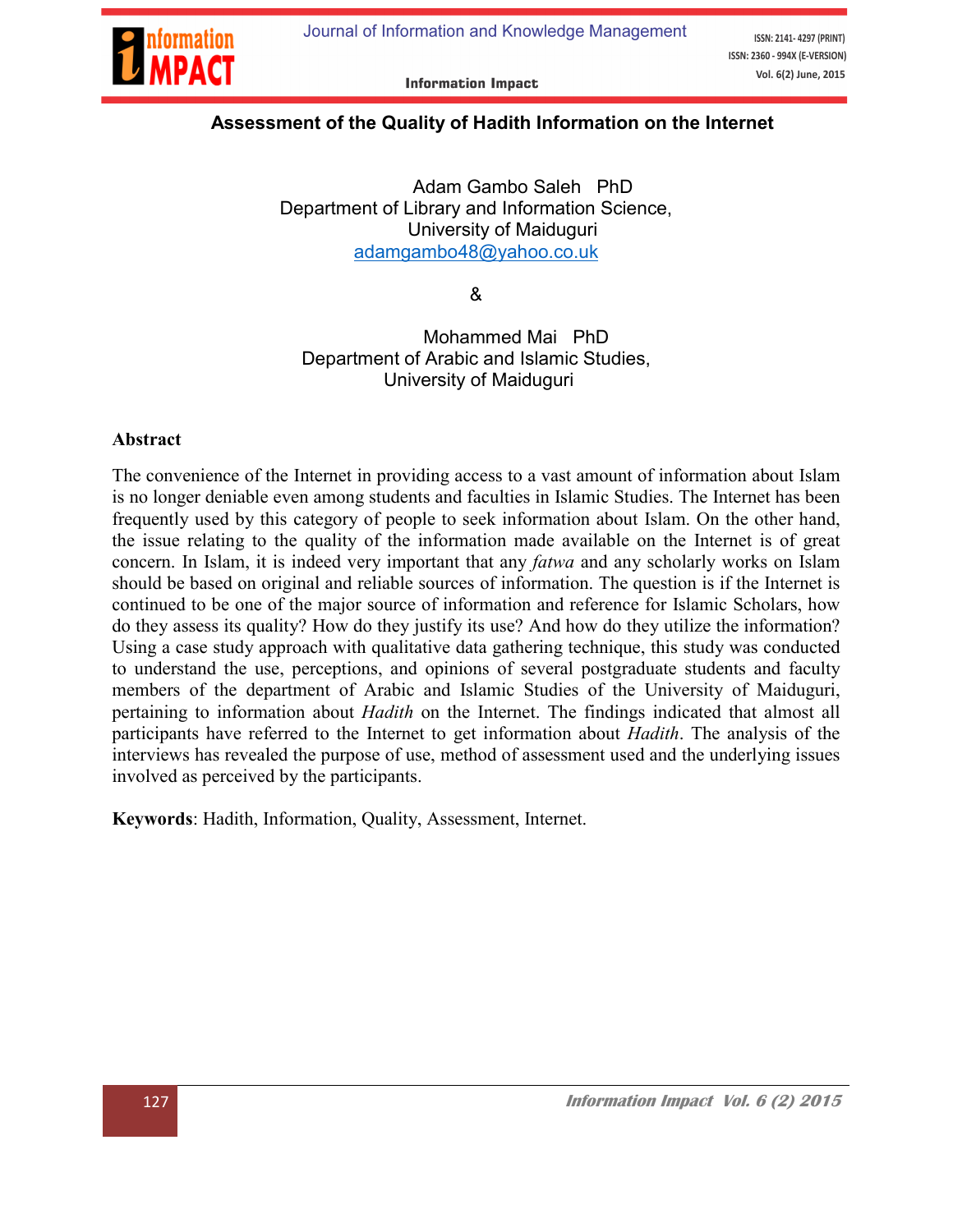# Assessment of the Quality of Hadith Information on the Internet

Adam Gambo Saleh PhD
Department of Library and Information Science,
University of Maiduguri
adamgambo48@yahoo.co.uk

&

Mohammed Mai PhD
Department of Arabic and Islamic Studies,
University of Maiduguri

## Abstract

The convenience of the Internet in providing access to a vast amount of information about Islam is no longer deniable even among students and faculties in Islamic Studies. The Internet has been frequently used by this category of people to seek information about Islam. On the other hand, the issue relating to the quality of the information made available on the Internet is of great concern. In Islam, it is indeed very important that any *fatwa* and any scholarly works on Islam should be based on original and reliable sources of information. The question is if the Internet is continued to be one of the major source of information and reference for Islamic Scholars, how do they assess its quality? How do they justify its use? And how do they utilize the information? Using a case study approach with qualitative data gathering technique, this study was conducted to understand the use, perceptions, and opinions of several postgraduate students and faculty members of the department of Arabic and Islamic Studies of the University of Maiduguri, pertaining to information about *Hadith* on the Internet. The findings indicated that almost all participants have referred to the Internet to get information about *Hadith*. The analysis of the interviews has revealed the purpose of use, method of assessment used and the underlying issues involved as perceived by the participants.

**Keywords**: Hadith, Information, Quality, Assessment, Internet.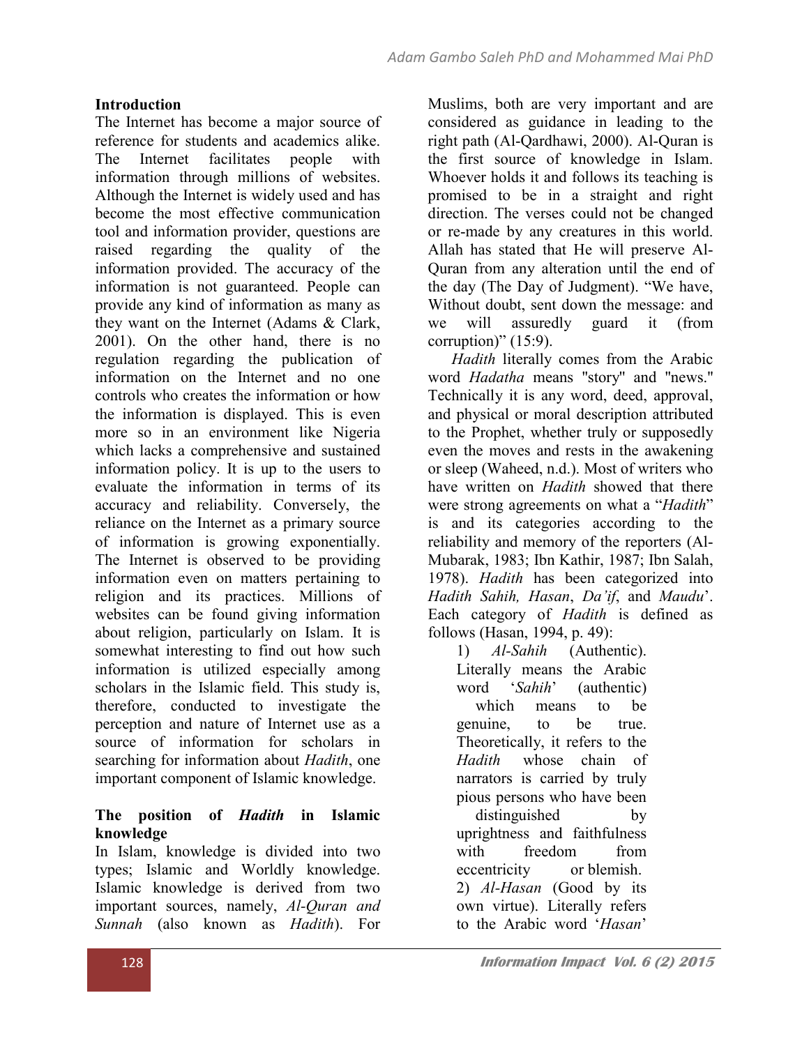## Introduction

The Internet has become a major source of reference for students and academics alike. The Internet facilitates people with information through millions of websites. Although the Internet is widely used and has become the most effective communication tool and information provider, questions are raised regarding the quality of the information provided. The accuracy of the information is not guaranteed. People can provide any kind of information as many as they want on the Internet (Adams & Clark, 2001). On the other hand, there is no regulation regarding the publication of information on the Internet and no one controls who creates the information or how the information is displayed. This is even more so in an environment like Nigeria which lacks a comprehensive and sustained information policy. It is up to the users to evaluate the information in terms of its accuracy and reliability. Conversely, the reliance on the Internet as a primary source of information is growing exponentially. The Internet is observed to be providing information even on matters pertaining to religion and its practices. Millions of websites can be found giving information about religion, particularly on Islam. It is somewhat interesting to find out how such information is utilized especially among scholars in the Islamic field. This study is, therefore, conducted to investigate the perception and nature of Internet use as a source of information for scholars in searching for information about *Hadith*, one important component of Islamic knowledge.

## The position of *Hadith* in Islamic knowledge

In Islam, knowledge is divided into two types; Islamic and Worldly knowledge. Islamic knowledge is derived from two important sources, namely, *Al-Quran and Sunnah* (also known as *Hadith*). For Muslims, both are very important and are considered as guidance in leading to the right path (Al-Qardhawi, 2000). Al-Quran is the first source of knowledge in Islam. Whoever holds it and follows its teaching is promised to be in a straight and right direction. The verses could not be changed or re-made by any creatures in this world. Allah has stated that He will preserve Al-Quran from any alteration until the end of the day (The Day of Judgment). "We have, Without doubt, sent down the message: and we will assuredly guard it (from corruption)" (15:9).

*Hadith* literally comes from the Arabic word *Hadatha* means "story" and "news." Technically it is any word, deed, approval, and physical or moral description attributed to the Prophet, whether truly or supposedly even the moves and rests in the awakening or sleep (Waheed, n.d.). Most of writers who have written on *Hadith* showed that there were strong agreements on what a "*Hadith*" is and its categories according to the reliability and memory of the reporters (Al-Mubarak, 1983; Ibn Kathir, 1987; Ibn Salah, 1978). *Hadith* has been categorized into *Hadith Sahih, Hasan*, *Da'if*, and *Maudu*'. Each category of *Hadith* is defined as follows (Hasan, 1994, p. 49):

1) *Al-Sahih* (Authentic). Literally means the Arabic word '*Sahih*' (authentic) which means to be genuine, to be true. Theoretically, it refers to the *Hadith* whose chain of narrators is carried by truly pious persons who have been distinguished by uprightness and faithfulness with freedom from eccentricity or blemish.

2) *Al-Hasan* (Good by its own virtue). Literally refers to the Arabic word '*Hasan*'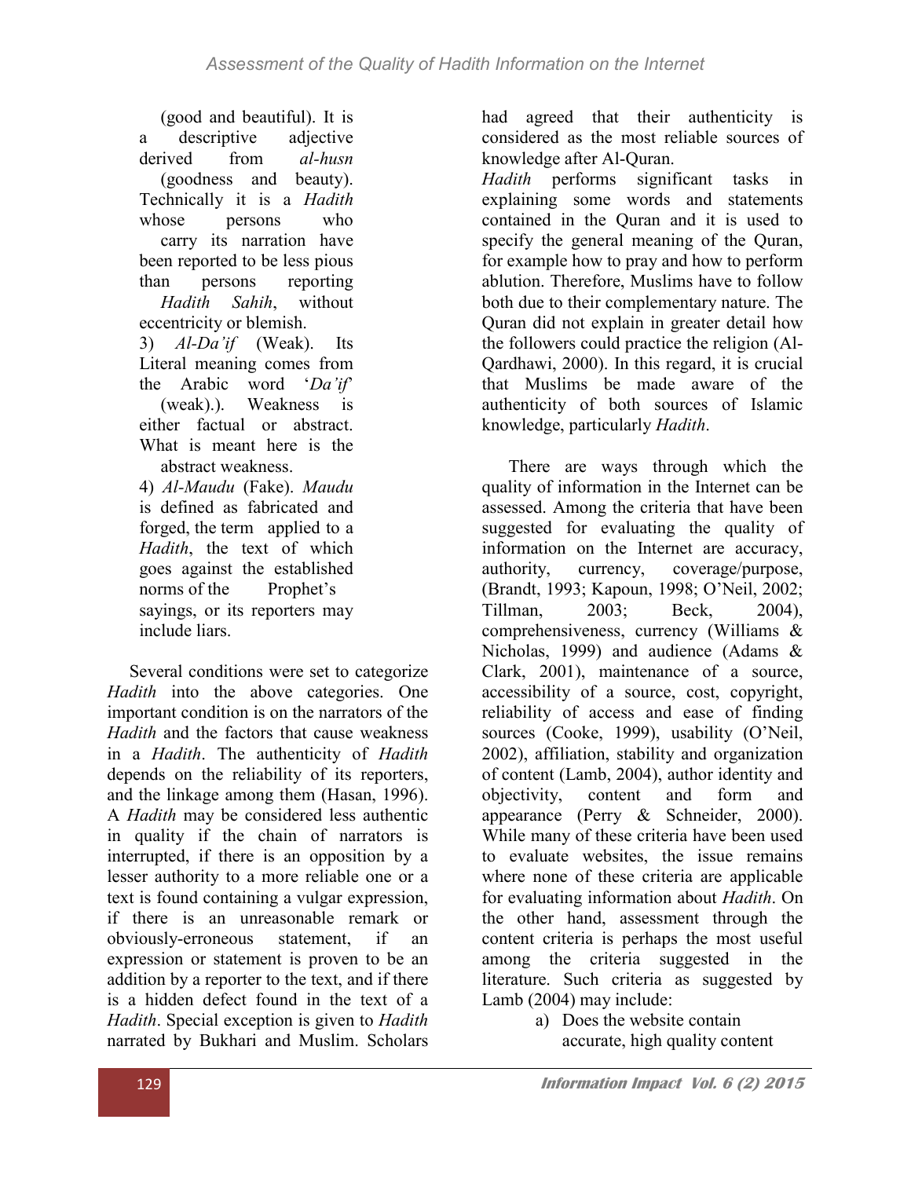(good and beautiful). It is a descriptive adjective derived from *al-husn* (goodness and beauty). Technically it is a *Hadith* whose persons who carry its narration have been reported to be less pious than persons reporting *Hadith Sahih*, without eccentricity or blemish.

3) *Al-Da'if* (Weak). Its Literal meaning comes from the Arabic word '*Da'if*' (weak).). Weakness is either factual or abstract. What is meant here is the abstract weakness.

4) *Al-Maudu* (Fake). *Maudu* is defined as fabricated and forged, the term applied to a *Hadith*, the text of which goes against the established norms of the Prophet's sayings, or its reporters may include liars.

Several conditions were set to categorize *Hadith* into the above categories. One important condition is on the narrators of the *Hadith* and the factors that cause weakness in a *Hadith*. The authenticity of *Hadith* depends on the reliability of its reporters, and the linkage among them (Hasan, 1996). A *Hadith* may be considered less authentic in quality if the chain of narrators is interrupted, if there is an opposition by a lesser authority to a more reliable one or a text is found containing a vulgar expression, if there is an unreasonable remark or obviously-erroneous statement, if an expression or statement is proven to be an addition by a reporter to the text, and if there is a hidden defect found in the text of a *Hadith*. Special exception is given to *Hadith* narrated by Bukhari and Muslim. Scholars had agreed that their authenticity is considered as the most reliable sources of knowledge after Al-Quran.

*Hadith* performs significant tasks in explaining some words and statements contained in the Quran and it is used to specify the general meaning of the Quran, for example how to pray and how to perform ablution. Therefore, Muslims have to follow both due to their complementary nature. The Quran did not explain in greater detail how the followers could practice the religion (Al-Qardhawi, 2000). In this regard, it is crucial that Muslims be made aware of the authenticity of both sources of Islamic knowledge, particularly *Hadith*.

There are ways through which the quality of information in the Internet can be assessed. Among the criteria that have been suggested for evaluating the quality of information on the Internet are accuracy, authority, currency, coverage/purpose, (Brandt, 1993; Kapoun, 1998; O'Neil, 2002; Tillman, 2003; Beck, 2004), comprehensiveness, currency (Williams & Nicholas, 1999) and audience (Adams & Clark, 2001), maintenance of a source, accessibility of a source, cost, copyright, reliability of access and ease of finding sources (Cooke, 1999), usability (O'Neil, 2002), affiliation, stability and organization of content (Lamb, 2004), author identity and objectivity, content and form and appearance (Perry & Schneider, 2000). While many of these criteria have been used to evaluate websites, the issue remains where none of these criteria are applicable for evaluating information about *Hadith*. On the other hand, assessment through the content criteria is perhaps the most useful among the criteria suggested in the literature. Such criteria as suggested by Lamb (2004) may include:

a) Does the website contain accurate, high quality content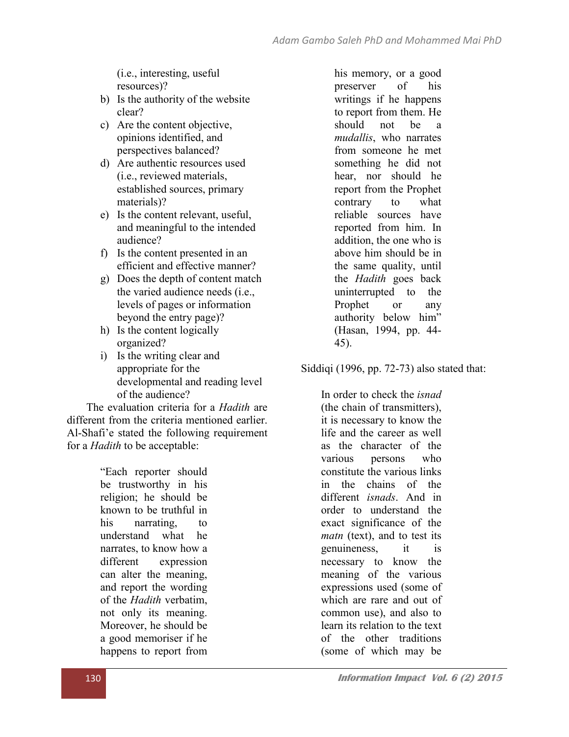(i.e., interesting, useful resources)?

b) Is the authority of the website clear?
c) Are the content objective, opinions identified, and perspectives balanced?
d) Are authentic resources used (i.e., reviewed materials, established sources, primary materials)?
e) Is the content relevant, useful, and meaningful to the intended audience?
f) Is the content presented in an efficient and effective manner?
g) Does the depth of content match the varied audience needs (i.e., levels of pages or information beyond the entry page)?
h) Is the content logically organized?
i) Is the writing clear and appropriate for the developmental and reading level of the audience?

The evaluation criteria for a *Hadith* are different from the criteria mentioned earlier. Al-Shafi'e stated the following requirement for a *Hadith* to be acceptable:

> "Each reporter should be trustworthy in his religion; he should be known to be truthful in his narrating, to understand what he narrates, to know how a different expression can alter the meaning, and report the wording of the *Hadith* verbatim, not only its meaning. Moreover, he should be a good memoriser if he happens to report from his memory, or a good preserver of his writings if he happens to report from them. He should not be a *mudallis*, who narrates from someone he met something he did not hear, nor should he report from the Prophet contrary to what reliable sources have reported from him. In addition, the one who is above him should be in the same quality, until the *Hadith* goes back uninterrupted to the Prophet or any authority below him" (Hasan, 1994, pp. 44-45).

Siddiqi (1996, pp. 72-73) also stated that:

> In order to check the *isnad* (the chain of transmitters), it is necessary to know the life and the career as well as the character of the various persons who constitute the various links in the chains of the different *isnads*. And in order to understand the exact significance of the *matn* (text), and to test its genuineness, it is necessary to know the meaning of the various expressions used (some of which are rare and out of common use), and also to learn its relation to the text of the other traditions (some of which may be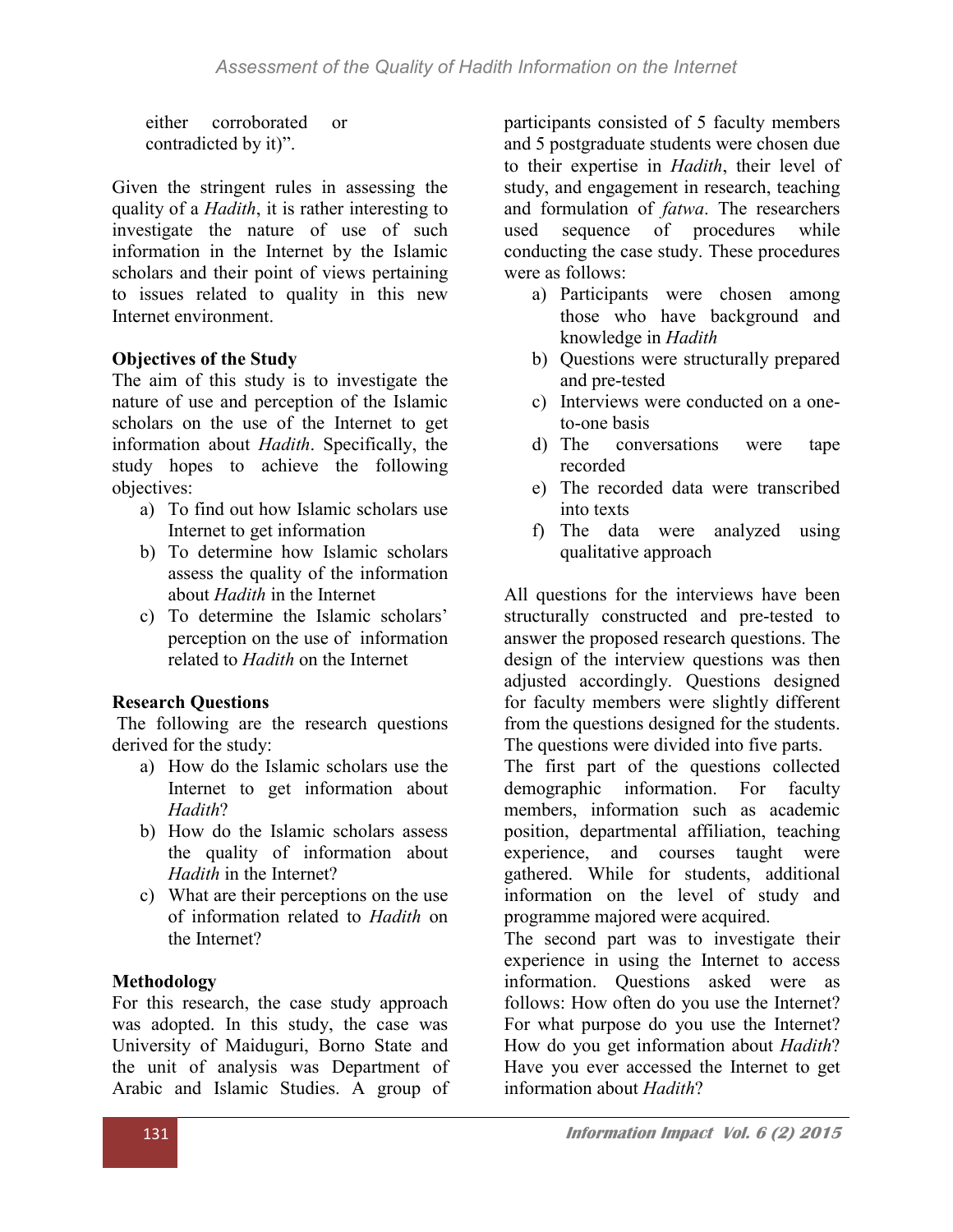either corroborated or contradicted by it)".

Given the stringent rules in assessing the quality of a *Hadith*, it is rather interesting to investigate the nature of use of such information in the Internet by the Islamic scholars and their point of views pertaining to issues related to quality in this new Internet environment.

**Objectives of the Study**

The aim of this study is to investigate the nature of use and perception of the Islamic scholars on the use of the Internet to get information about *Hadith*. Specifically, the study hopes to achieve the following objectives:

a) To find out how Islamic scholars use Internet to get information
b) To determine how Islamic scholars assess the quality of the information about *Hadith* in the Internet
c) To determine the Islamic scholars' perception on the use of information related to *Hadith* on the Internet

**Research Questions**

The following are the research questions derived for the study:

a) How do the Islamic scholars use the Internet to get information about *Hadith*?
b) How do the Islamic scholars assess the quality of information about *Hadith* in the Internet?
c) What are their perceptions on the use of information related to *Hadith* on the Internet?

**Methodology**

For this research, the case study approach was adopted. In this study, the case was University of Maiduguri, Borno State and the unit of analysis was Department of Arabic and Islamic Studies. A group of participants consisted of 5 faculty members and 5 postgraduate students were chosen due to their expertise in *Hadith*, their level of study, and engagement in research, teaching and formulation of *fatwa*. The researchers used sequence of procedures while conducting the case study. These procedures were as follows:

a) Participants were chosen among those who have background and knowledge in *Hadith*
b) Questions were structurally prepared and pre-tested
c) Interviews were conducted on a one-to-one basis
d) The conversations were tape recorded
e) The recorded data were transcribed into texts
f) The data were analyzed using qualitative approach

All questions for the interviews have been structurally constructed and pre-tested to answer the proposed research questions. The design of the interview questions was then adjusted accordingly. Questions designed for faculty members were slightly different from the questions designed for the students. The questions were divided into five parts.

The first part of the questions collected demographic information. For faculty members, information such as academic position, departmental affiliation, teaching experience, and courses taught were gathered. While for students, additional information on the level of study and programme majored were acquired.

The second part was to investigate their experience in using the Internet to access information. Questions asked were as follows: How often do you use the Internet? For what purpose do you use the Internet? How do you get information about *Hadith*? Have you ever accessed the Internet to get information about *Hadith*?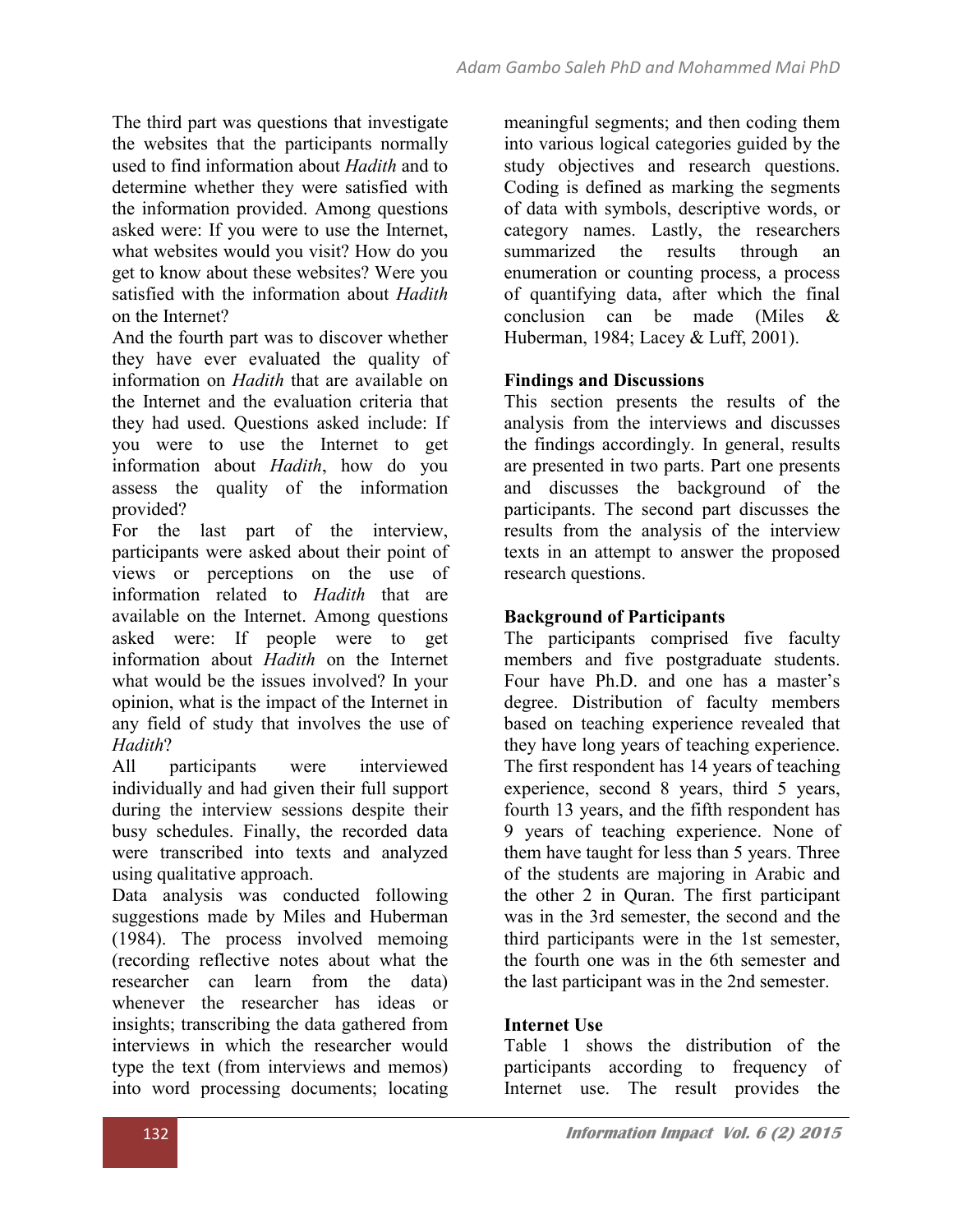The third part was questions that investigate the websites that the participants normally used to find information about *Hadith* and to determine whether they were satisfied with the information provided. Among questions asked were: If you were to use the Internet, what websites would you visit? How do you get to know about these websites? Were you satisfied with the information about *Hadith* on the Internet?

And the fourth part was to discover whether they have ever evaluated the quality of information on *Hadith* that are available on the Internet and the evaluation criteria that they had used. Questions asked include: If you were to use the Internet to get information about *Hadith*, how do you assess the quality of the information provided?

For the last part of the interview, participants were asked about their point of views or perceptions on the use of information related to *Hadith* that are available on the Internet. Among questions asked were: If people were to get information about *Hadith* on the Internet what would be the issues involved? In your opinion, what is the impact of the Internet in any field of study that involves the use of *Hadith*?

All participants were interviewed individually and had given their full support during the interview sessions despite their busy schedules. Finally, the recorded data were transcribed into texts and analyzed using qualitative approach.

Data analysis was conducted following suggestions made by Miles and Huberman (1984). The process involved memoing (recording reflective notes about what the researcher can learn from the data) whenever the researcher has ideas or insights; transcribing the data gathered from interviews in which the researcher would type the text (from interviews and memos) into word processing documents; locating meaningful segments; and then coding them into various logical categories guided by the study objectives and research questions. Coding is defined as marking the segments of data with symbols, descriptive words, or category names. Lastly, the researchers summarized the results through an enumeration or counting process, a process of quantifying data, after which the final conclusion can be made (Miles & Huberman, 1984; Lacey & Luff, 2001).

## Findings and Discussions

This section presents the results of the analysis from the interviews and discusses the findings accordingly. In general, results are presented in two parts. Part one presents and discusses the background of the participants. The second part discusses the results from the analysis of the interview texts in an attempt to answer the proposed research questions.

### Background of Participants

The participants comprised five faculty members and five postgraduate students. Four have Ph.D. and one has a master's degree. Distribution of faculty members based on teaching experience revealed that they have long years of teaching experience. The first respondent has 14 years of teaching experience, second 8 years, third 5 years, fourth 13 years, and the fifth respondent has 9 years of teaching experience. None of them have taught for less than 5 years. Three of the students are majoring in Arabic and the other 2 in Quran. The first participant was in the 3rd semester, the second and the third participants were in the 1st semester, the fourth one was in the 6th semester and the last participant was in the 2nd semester.

### Internet Use

Table 1 shows the distribution of the participants according to frequency of Internet use. The result provides the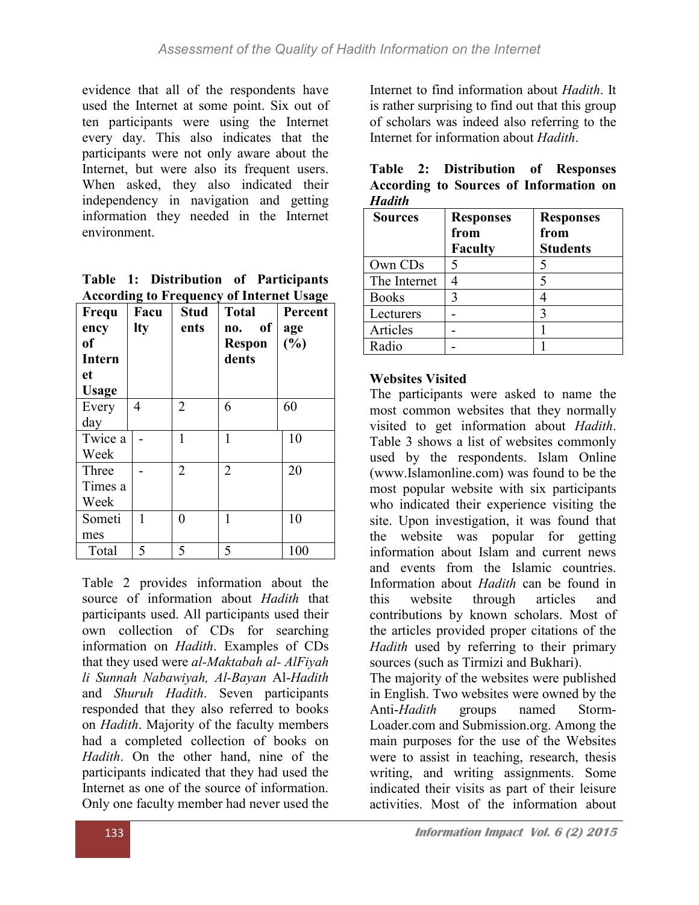evidence that all of the respondents have used the Internet at some point. Six out of ten participants were using the Internet every day. This also indicates that the participants were not only aware about the Internet, but were also its frequent users. When asked, they also indicated their independency in navigation and getting information they needed in the Internet environment.

**Table 1: Distribution of Participants According to Frequency of Internet Usage**

| Frequency of Internet Usage | Faculty | Students | Total no. of Respondents | Percentage (%) |
|---|---|---|---|---|
| Every day | 4 | 2 | 6 | 60 |
| Twice a Week | - | 1 | 1 | 10 |
| Three Times a Week | - | 2 | 2 | 20 |
| Sometimes | 1 | 0 | 1 | 10 |
| Total | 5 | 5 | 5 | 100 |

Table 2 provides information about the source of information about *Hadith* that participants used. All participants used their own collection of CDs for searching information on *Hadith*. Examples of CDs that they used were *al-Maktabah al- AlFiyah li Sunnah Nabawiyah, Al-Bayan* Al-*Hadith* and *Shuruh Hadith*. Seven participants responded that they also referred to books on *Hadith*. Majority of the faculty members had a completed collection of books on *Hadith*. On the other hand, nine of the participants indicated that they had used the Internet as one of the source of information. Only one faculty member had never used the Internet to find information about *Hadith*. It is rather surprising to find out that this group of scholars was indeed also referring to the Internet for information about *Hadith*.

**Table 2: Distribution of Responses According to Sources of Information on *Hadith***

| Sources | Responses from Faculty | Responses from Students |
|---|---|---|
| Own CDs | 5 | 5 |
| The Internet | 4 | 5 |
| Books | 3 | 4 |
| Lecturers | - | 3 |
| Articles | - | 1 |
| Radio | - | 1 |

**Websites Visited**

The participants were asked to name the most common websites that they normally visited to get information about *Hadith*. Table 3 shows a list of websites commonly used by the respondents. Islam Online (www.Islamonline.com) was found to be the most popular website with six participants who indicated their experience visiting the site. Upon investigation, it was found that the website was popular for getting information about Islam and current news and events from the Islamic countries. Information about *Hadith* can be found in this website through articles and contributions by known scholars. Most of the articles provided proper citations of the *Hadith* used by referring to their primary sources (such as Tirmizi and Bukhari).

The majority of the websites were published in English. Two websites were owned by the Anti-*Hadith* groups named Storm-Loader.com and Submission.org. Among the main purposes for the use of the Websites were to assist in teaching, research, thesis writing, and writing assignments. Some indicated their visits as part of their leisure activities. Most of the information about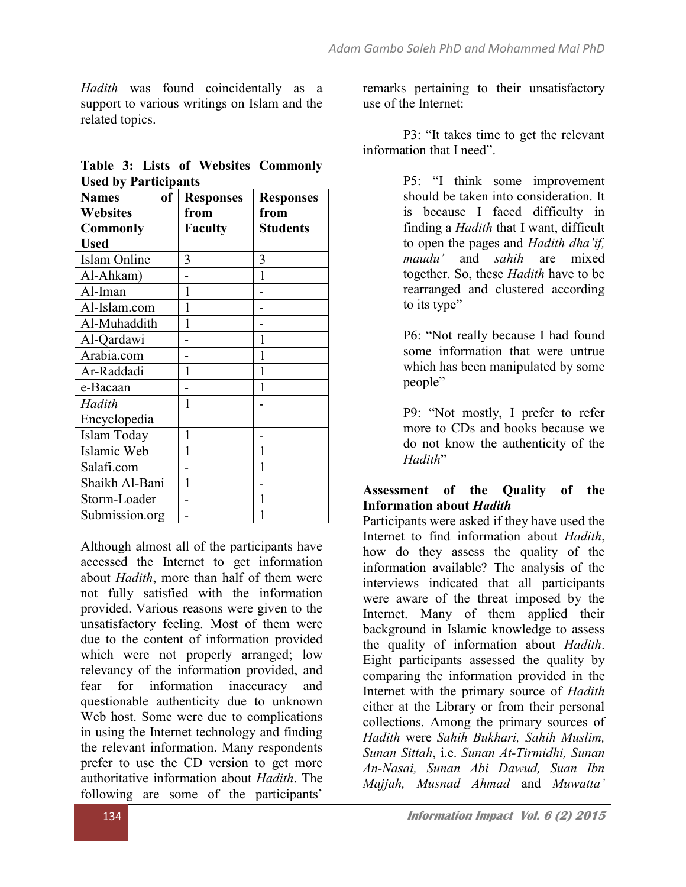*Hadith* was found coincidentally as a support to various writings on Islam and the related topics.

**Table 3: Lists of Websites Commonly Used by Participants**

| Names of Websites Commonly Used | Responses from Faculty | Responses from Students |
|---|---|---|
| Islam Online | 3 | 3 |
| Al-Ahkam) | - | 1 |
| Al-Iman | 1 | - |
| Al-Islam.com | 1 | - |
| Al-Muhaddith | 1 | - |
| Al-Qardawi | - | 1 |
| Arabia.com | - | 1 |
| Ar-Raddadi | 1 | 1 |
| e-Bacaan | - | 1 |
| *Hadith* Encyclopedia | 1 | - |
| Islam Today | 1 | - |
| Islamic Web | 1 | 1 |
| Salafi.com | - | 1 |
| Shaikh Al-Bani | 1 | - |
| Storm-Loader | - | 1 |
| Submission.org | - | 1 |

Although almost all of the participants have accessed the Internet to get information about *Hadith*, more than half of them were not fully satisfied with the information provided. Various reasons were given to the unsatisfactory feeling. Most of them were due to the content of information provided which were not properly arranged; low relevancy of the information provided, and fear for information inaccuracy and questionable authenticity due to unknown Web host. Some were due to complications in using the Internet technology and finding the relevant information. Many respondents prefer to use the CD version to get more authoritative information about *Hadith*. The following are some of the participants' remarks pertaining to their unsatisfactory use of the Internet:

P3: "It takes time to get the relevant information that I need".

> P5: "I think some improvement should be taken into consideration. It is because I faced difficulty in finding a *Hadith* that I want, difficult to open the pages and *Hadith dha'if, maudu'* and *sahih* are mixed together. So, these *Hadith* have to be rearranged and clustered according to its type"

> P6: "Not really because I had found some information that were untrue which has been manipulated by some people"

> P9: "Not mostly, I prefer to refer more to CDs and books because we do not know the authenticity of the *Hadith*"

**Assessment of the Quality of the Information about *Hadith***

Participants were asked if they have used the Internet to find information about *Hadith*, how do they assess the quality of the information available? The analysis of the interviews indicated that all participants were aware of the threat imposed by the Internet. Many of them applied their background in Islamic knowledge to assess the quality of information about *Hadith*. Eight participants assessed the quality by comparing the information provided in the Internet with the primary source of *Hadith* either at the Library or from their personal collections. Among the primary sources of *Hadith* were *Sahih Bukhari, Sahih Muslim, Sunan Sittah*, i.e. *Sunan At-Tirmidhi, Sunan An-Nasai, Sunan Abi Dawud, Suan Ibn Majjah, Musnad Ahmad* and *Muwatta'*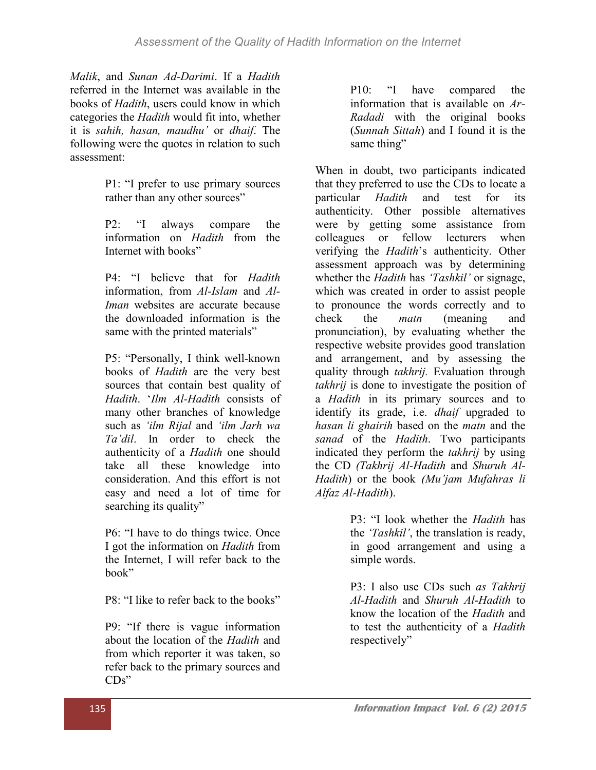*Malik*, and *Sunan Ad-Darimi*. If a *Hadith* referred in the Internet was available in the books of *Hadith*, users could know in which categories the *Hadith* would fit into, whether it is *sahih, hasan, maudhu'* or *dhaif*. The following were the quotes in relation to such assessment:

> P1: "I prefer to use primary sources rather than any other sources"

> P2: "I always compare the information on *Hadith* from the Internet with books"

> P4: "I believe that for *Hadith* information, from *Al-Islam* and *Al-Iman* websites are accurate because the downloaded information is the same with the printed materials"

> P5: "Personally, I think well-known books of *Hadith* are the very best sources that contain best quality of *Hadith*. '*Ilm Al-Hadith* consists of many other branches of knowledge such as *'ilm Rijal* and *'ilm Jarh wa Ta'dil*. In order to check the authenticity of a *Hadith* one should take all these knowledge into consideration. And this effort is not easy and need a lot of time for searching its quality"

> P6: "I have to do things twice. Once I got the information on *Hadith* from the Internet, I will refer back to the book"

> P8: "I like to refer back to the books"

> P9: "If there is vague information about the location of the *Hadith* and from which reporter it was taken, so refer back to the primary sources and CDs"

> P10: "I have compared the information that is available on *Ar-Radadi* with the original books (*Sunnah Sittah*) and I found it is the same thing"

When in doubt, two participants indicated that they preferred to use the CDs to locate a particular *Hadith* and test for its authenticity. Other possible alternatives were by getting some assistance from colleagues or fellow lecturers when verifying the *Hadith*'s authenticity. Other assessment approach was by determining whether the *Hadith* has *'Tashkil'* or signage, which was created in order to assist people to pronounce the words correctly and to check the *matn* (meaning and pronunciation), by evaluating whether the respective website provides good translation and arrangement, and by assessing the quality through *takhrij*. Evaluation through *takhrij* is done to investigate the position of a *Hadith* in its primary sources and to identify its grade, i.e. *dhaif* upgraded to *hasan li ghairih* based on the *matn* and the *sanad* of the *Hadith*. Two participants indicated they perform the *takhrij* by using the CD *(Takhrij Al-Hadith* and *Shuruh Al-Hadith*) or the book *(Mu'jam Mufahras li Alfaz Al-Hadith*).

> P3: "I look whether the *Hadith* has the *'Tashkil'*, the translation is ready, in good arrangement and using a simple words.

> P3: I also use CDs such *as Takhrij Al-Hadith* and *Shuruh Al-Hadith* to know the location of the *Hadith* and to test the authenticity of a *Hadith* respectively"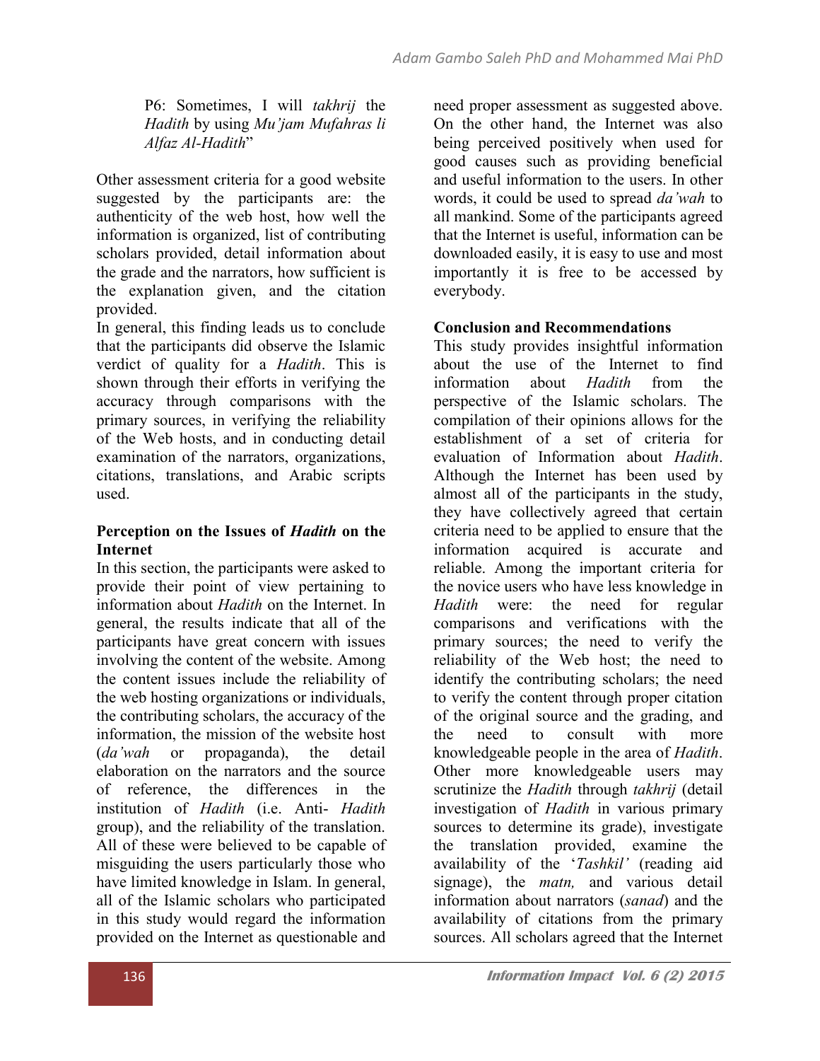> P6: Sometimes, I will *takhrij* the *Hadith* by using *Mu'jam Mufahras li Alfaz Al-Hadith*"

Other assessment criteria for a good website suggested by the participants are: the authenticity of the web host, how well the information is organized, list of contributing scholars provided, detail information about the grade and the narrators, how sufficient is the explanation given, and the citation provided.

In general, this finding leads us to conclude that the participants did observe the Islamic verdict of quality for a *Hadith*. This is shown through their efforts in verifying the accuracy through comparisons with the primary sources, in verifying the reliability of the Web hosts, and in conducting detail examination of the narrators, organizations, citations, translations, and Arabic scripts used.

### Perception on the Issues of *Hadith* on the Internet

In this section, the participants were asked to provide their point of view pertaining to information about *Hadith* on the Internet. In general, the results indicate that all of the participants have great concern with issues involving the content of the website. Among the content issues include the reliability of the web hosting organizations or individuals, the contributing scholars, the accuracy of the information, the mission of the website host (*da'wah* or propaganda), the detail elaboration on the narrators and the source of reference, the differences in the institution of *Hadith* (i.e. Anti- *Hadith* group), and the reliability of the translation. All of these were believed to be capable of misguiding the users particularly those who have limited knowledge in Islam. In general, all of the Islamic scholars who participated in this study would regard the information provided on the Internet as questionable and need proper assessment as suggested above. On the other hand, the Internet was also being perceived positively when used for good causes such as providing beneficial and useful information to the users. In other words, it could be used to spread *da'wah* to all mankind. Some of the participants agreed that the Internet is useful, information can be downloaded easily, it is easy to use and most importantly it is free to be accessed by everybody.

### Conclusion and Recommendations

This study provides insightful information about the use of the Internet to find information about *Hadith* from the perspective of the Islamic scholars. The compilation of their opinions allows for the establishment of a set of criteria for evaluation of Information about *Hadith*. Although the Internet has been used by almost all of the participants in the study, they have collectively agreed that certain criteria need to be applied to ensure that the information acquired is accurate and reliable. Among the important criteria for the novice users who have less knowledge in *Hadith* were: the need for regular comparisons and verifications with the primary sources; the need to verify the reliability of the Web host; the need to identify the contributing scholars; the need to verify the content through proper citation of the original source and the grading, and the need to consult with more knowledgeable people in the area of *Hadith*. Other more knowledgeable users may scrutinize the *Hadith* through *takhrij* (detail investigation of *Hadith* in various primary sources to determine its grade), investigate the translation provided, examine the availability of the '*Tashkil'* (reading aid signage), the *matn,* and various detail information about narrators (*sanad*) and the availability of citations from the primary sources. All scholars agreed that the Internet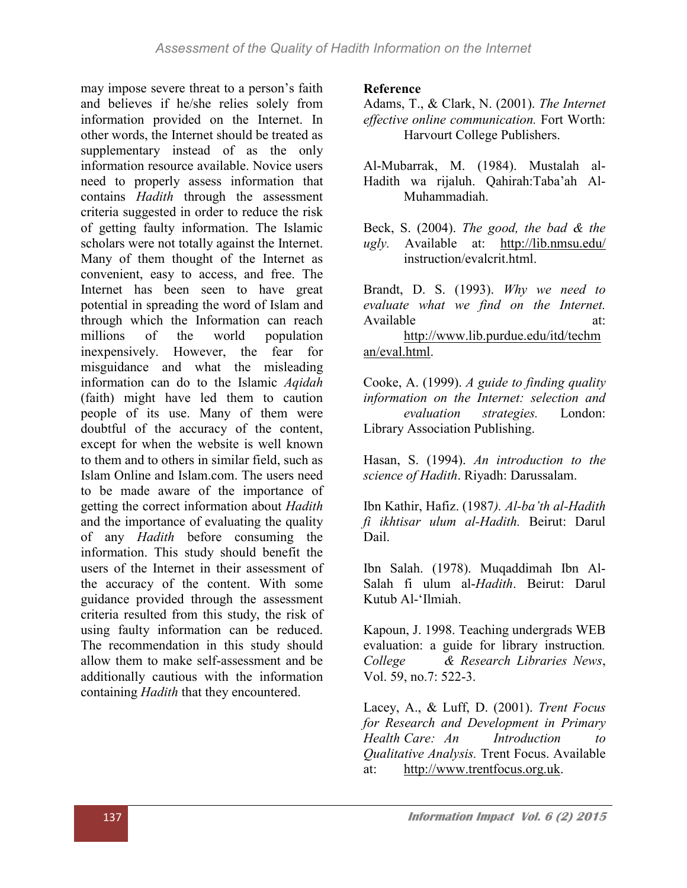may impose severe threat to a person's faith and believes if he/she relies solely from information provided on the Internet. In other words, the Internet should be treated as supplementary instead of as the only information resource available. Novice users need to properly assess information that contains *Hadith* through the assessment criteria suggested in order to reduce the risk of getting faulty information. The Islamic scholars were not totally against the Internet. Many of them thought of the Internet as convenient, easy to access, and free. The Internet has been seen to have great potential in spreading the word of Islam and through which the Information can reach millions of the world population inexpensively. However, the fear for misguidance and what the misleading information can do to the Islamic *Aqidah* (faith) might have led them to caution people of its use. Many of them were doubtful of the accuracy of the content, except for when the website is well known to them and to others in similar field, such as Islam Online and Islam.com. The users need to be made aware of the importance of getting the correct information about *Hadith* and the importance of evaluating the quality of any *Hadith* before consuming the information. This study should benefit the users of the Internet in their assessment of the accuracy of the content. With some guidance provided through the assessment criteria resulted from this study, the risk of using faulty information can be reduced. The recommendation in this study should allow them to make self-assessment and be additionally cautious with the information containing *Hadith* that they encountered.

## Reference

Adams, T., & Clark, N. (2001). *The Internet effective online communication.* Fort Worth: Harvourt College Publishers.

Al-Mubarrak, M. (1984). Mustalah al-Hadith wa rijaluh. Qahirah:Taba'ah Al-Muhammadiah.

Beck, S. (2004). *The good, the bad & the ugly.* Available at: http://lib.nmsu.edu/instruction/evalcrit.html.

Brandt, D. S. (1993). *Why we need to evaluate what we find on the Internet.* Available at: http://www.lib.purdue.edu/itd/techman/eval.html.

Cooke, A. (1999). *A guide to finding quality information on the Internet: selection and evaluation strategies.* London: Library Association Publishing.

Hasan, S. (1994). *An introduction to the science of Hadith*. Riyadh: Darussalam.

Ibn Kathir, Hafiz. (1987*). Al-ba'th al-Hadith fi ikhtisar ulum al-Hadith.* Beirut: Darul Dail.

Ibn Salah. (1978). Muqaddimah Ibn Al-Salah fi ulum al-*Hadith*. Beirut: Darul Kutub Al-'Ilmiah.

Kapoun, J. 1998. Teaching undergrads WEB evaluation: a guide for library instruction*. College & Research Libraries News*, Vol. 59, no.7: 522-3.

Lacey, A., & Luff, D. (2001). *Trent Focus for Research and Development in Primary Health Care: An Introduction to Qualitative Analysis.* Trent Focus. Available at: http://www.trentfocus.org.uk.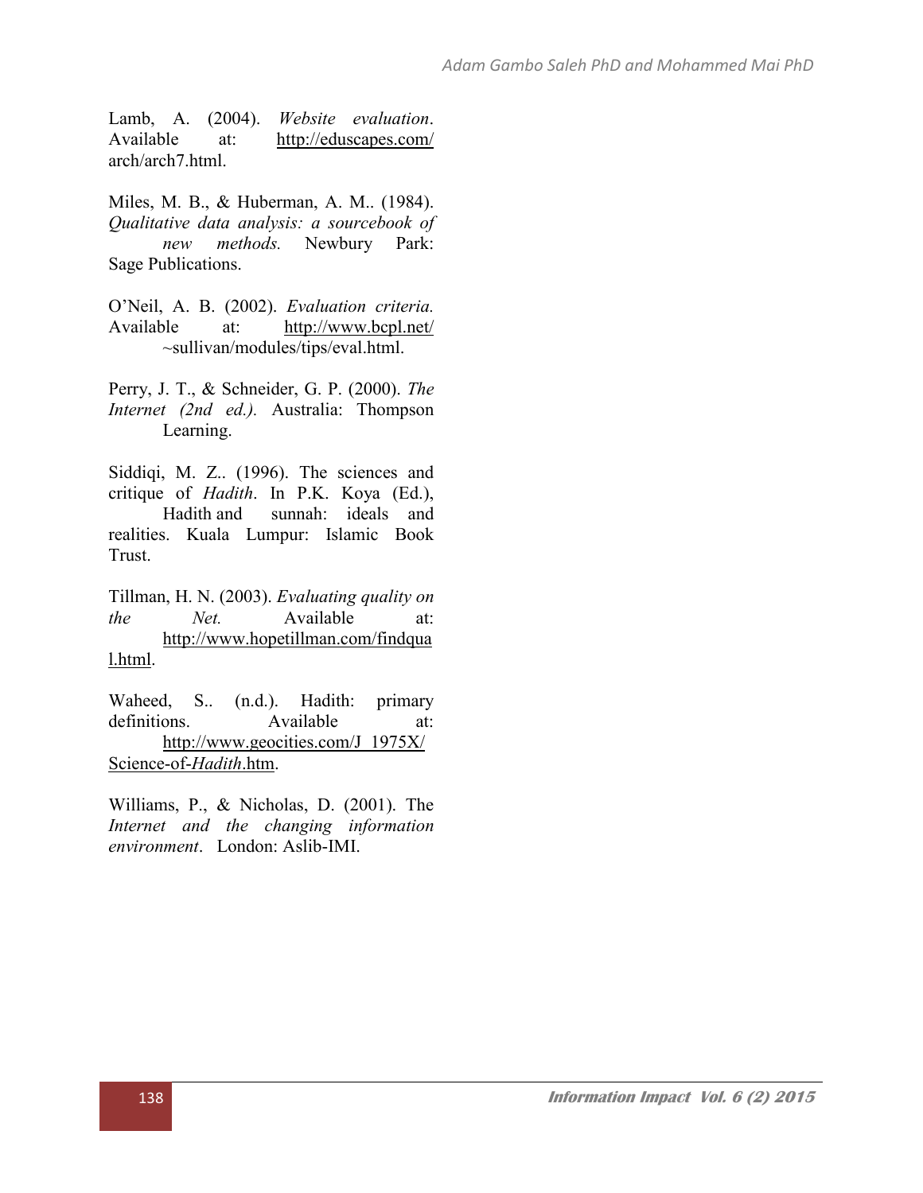Lamb, A. (2004). *Website evaluation*. Available at: http://eduscapes.com/arch/arch7.html.

Miles, M. B., & Huberman, A. M.. (1984). *Qualitative data analysis: a sourcebook of new methods.* Newbury Park: Sage Publications.

O'Neil, A. B. (2002). *Evaluation criteria.* Available at: http://www.bcpl.net/~sullivan/modules/tips/eval.html.

Perry, J. T., & Schneider, G. P. (2000). *The Internet (2nd ed.).* Australia: Thompson Learning.

Siddiqi, M. Z.. (1996). The sciences and critique of *Hadith*. In P.K. Koya (Ed.), Hadith and sunnah: ideals and realities. Kuala Lumpur: Islamic Book Trust.

Tillman, H. N. (2003). *Evaluating quality on the Net.* Available at: http://www.hopetillman.com/findqual.html.

Waheed, S.. (n.d.). Hadith: primary definitions. Available at: http://www.geocities.com/J_1975X/Science-of-*Hadith*.htm.

Williams, P., & Nicholas, D. (2001). The *Internet and the changing information environment*. London: Aslib-IMI.